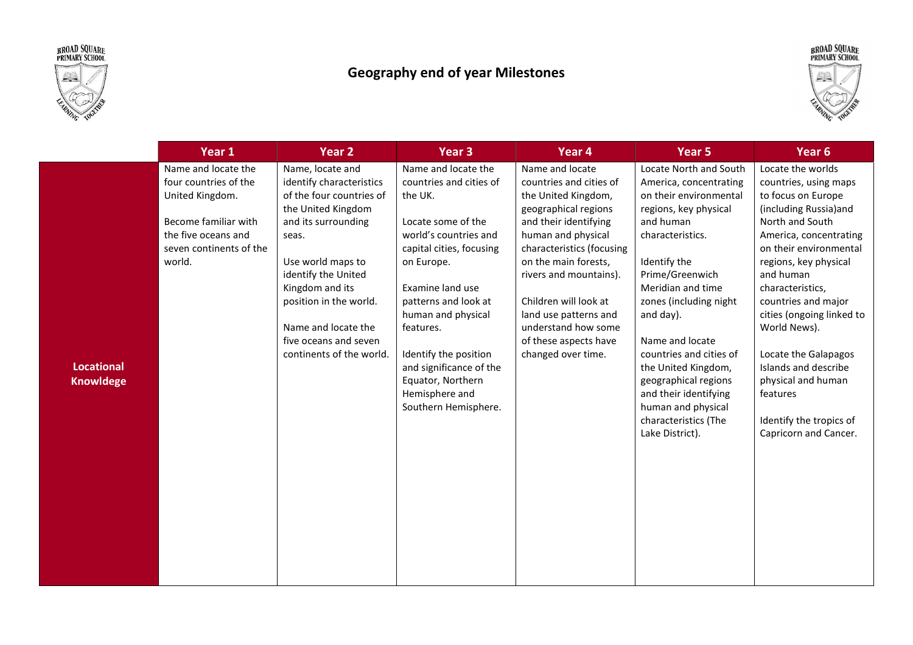# Geography end of year Milestones

| | Year 1 | Year 2 | Year 3 | Year 4 | Year 5 | Year 6 |
|---|---|---|---|---|---|---|
| **Locational Knowldege** | Name and locate the four countries of the United Kingdom.<br><br>Become familiar with the five oceans and seven continents of the world. | Name, locate and identify characteristics of the four countries of the United Kingdom and its surrounding seas.<br><br>Use world maps to identify the United Kingdom and its position in the world.<br><br>Name and locate the five oceans and seven continents of the world. | Name and locate the countries and cities of the UK.<br><br>Locate some of the world's countries and capital cities, focusing on Europe.<br><br>Examine land use patterns and look at human and physical features.<br><br>Identify the position and significance of the Equator, Northern Hemisphere and Southern Hemisphere. | Name and locate countries and cities of the United Kingdom, geographical regions and their identifying human and physical characteristics (focusing on the main forests, rivers and mountains).<br><br>Children will look at land use patterns and understand how some of these aspects have changed over time. | Locate North and South America, concentrating on their environmental regions, key physical and human characteristics.<br><br>Identify the Prime/Greenwich Meridian and time zones (including night and day).<br><br>Name and locate countries and cities of the United Kingdom, geographical regions and their identifying human and physical characteristics (The Lake District). | Locate the worlds countries, using maps to focus on Europe (including Russia)and North and South America, concentrating on their environmental regions, key physical and human characteristics, countries and major cities (ongoing linked to World News).<br><br>Locate the Galapagos Islands and describe physical and human features<br><br>Identify the tropics of Capricorn and Cancer. |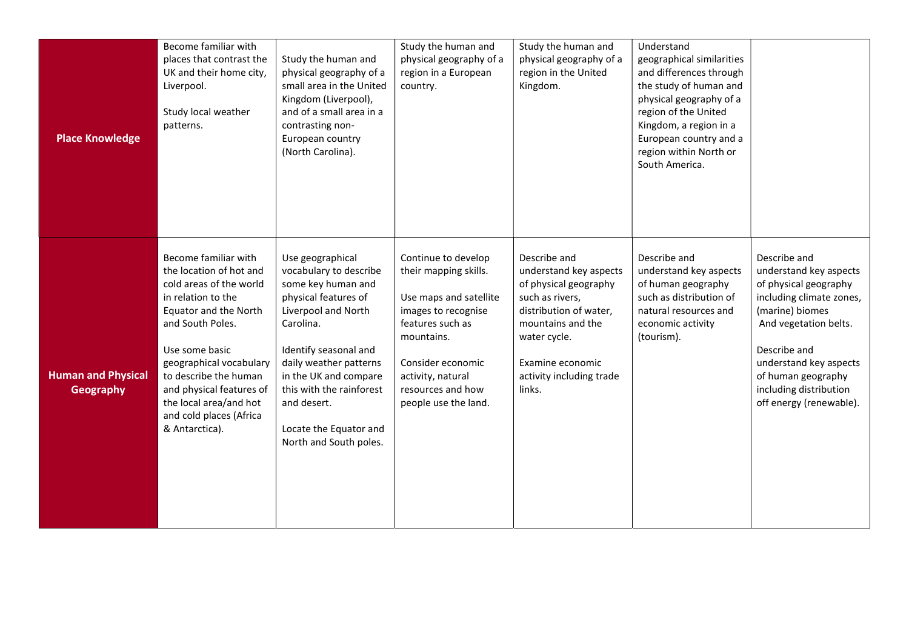| | | | | | | |
|---|---|---|---|---|---|---|
| **Place Knowledge** | Become familiar with places that contrast the UK and their home city, Liverpool.<br><br>Study local weather patterns. | Study the human and physical geography of a small area in the United Kingdom (Liverpool), and of a small area in a contrasting non-European country (North Carolina). | Study the human and physical geography of a region in a European country. | Study the human and physical geography of a region in the United Kingdom. | Understand geographical similarities and differences through the study of human and physical geography of a region of the United Kingdom, a region in a European country and a region within North or South America. | |
| **Human and Physical Geography** | Become familiar with the location of hot and cold areas of the world in relation to the Equator and the North and South Poles.<br><br>Use some basic geographical vocabulary to describe the human and physical features of the local area/and hot and cold places (Africa & Antarctica). | Use geographical vocabulary to describe some key human and physical features of Liverpool and North Carolina.<br><br>Identify seasonal and daily weather patterns in the UK and compare this with the rainforest and desert.<br><br>Locate the Equator and North and South poles. | Continue to develop their mapping skills.<br><br>Use maps and satellite images to recognise features such as mountains.<br><br>Consider economic activity, natural resources and how people use the land. | Describe and understand key aspects of physical geography such as rivers, distribution of water, mountains and the water cycle.<br><br>Examine economic activity including trade links. | Describe and understand key aspects of human geography such as distribution of natural resources and economic activity (tourism). | Describe and understand key aspects of physical geography including climate zones, (marine) biomes And vegetation belts.<br><br>Describe and understand key aspects of human geography including distribution off energy (renewable). |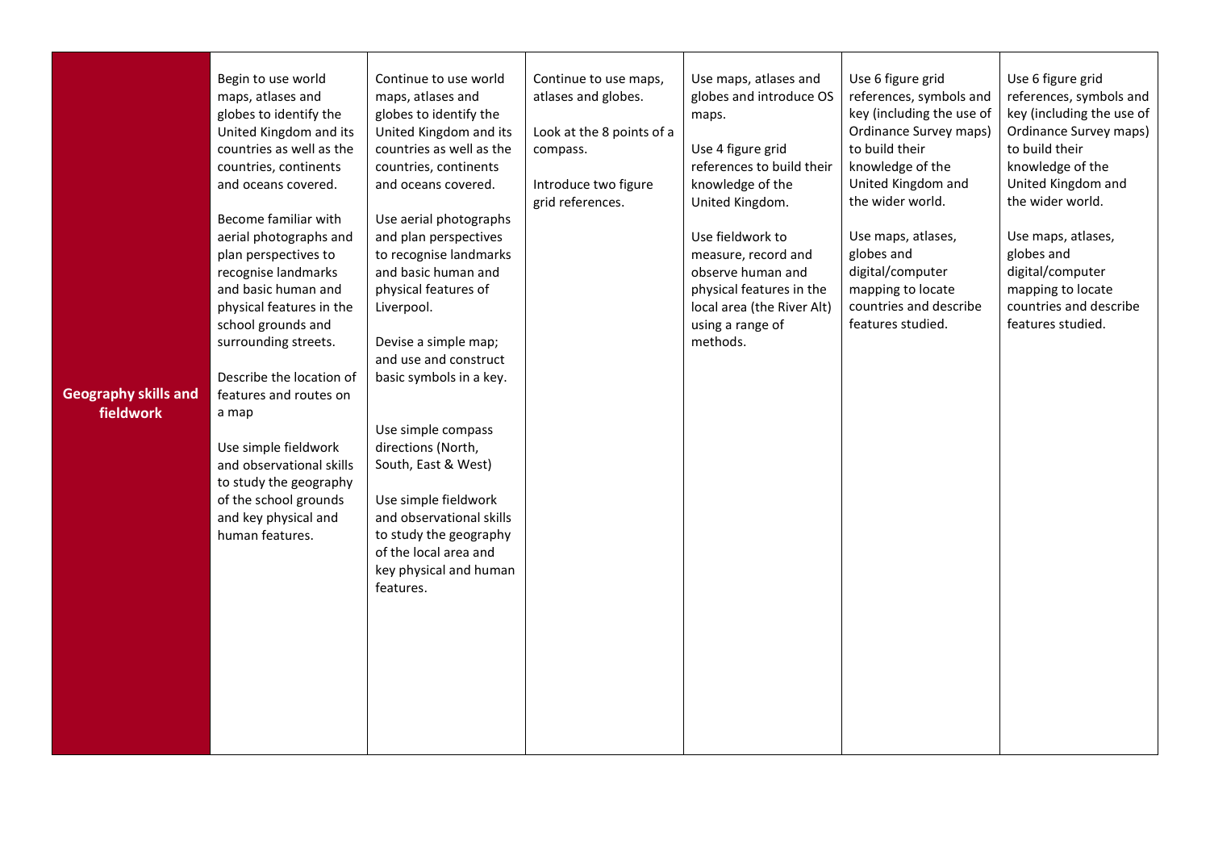| | | | | | | |
|---|---|---|---|---|---|---|
| **Geography skills and fieldwork** | Begin to use world maps, atlases and globes to identify the United Kingdom and its countries as well as the countries, continents and oceans covered.<br><br>Become familiar with aerial photographs and plan perspectives to recognise landmarks and basic human and physical features in the school grounds and surrounding streets.<br><br>Describe the location of features and routes on a map<br><br>Use simple fieldwork and observational skills to study the geography of the school grounds and key physical and human features. | Continue to use world maps, atlases and globes to identify the United Kingdom and its countries as well as the countries, continents and oceans covered.<br><br>Use aerial photographs and plan perspectives to recognise landmarks and basic human and physical features of Liverpool.<br><br>Devise a simple map; and use and construct basic symbols in a key.<br><br>Use simple compass directions (North, South, East & West)<br><br>Use simple fieldwork and observational skills to study the geography of the local area and key physical and human features. | Continue to use maps, atlases and globes.<br><br>Look at the 8 points of a compass.<br><br>Introduce two figure grid references. | Use maps, atlases and globes and introduce OS maps.<br><br>Use 4 figure grid references to build their knowledge of the United Kingdom.<br><br>Use fieldwork to measure, record and observe human and physical features in the local area (the River Alt) using a range of methods. | Use 6 figure grid references, symbols and key (including the use of Ordinance Survey maps) to build their knowledge of the United Kingdom and the wider world.<br><br>Use maps, atlases, globes and digital/computer mapping to locate countries and describe features studied. | Use 6 figure grid references, symbols and key (including the use of Ordinance Survey maps) to build their knowledge of the United Kingdom and the wider world.<br><br>Use maps, atlases, globes and digital/computer mapping to locate countries and describe features studied. |